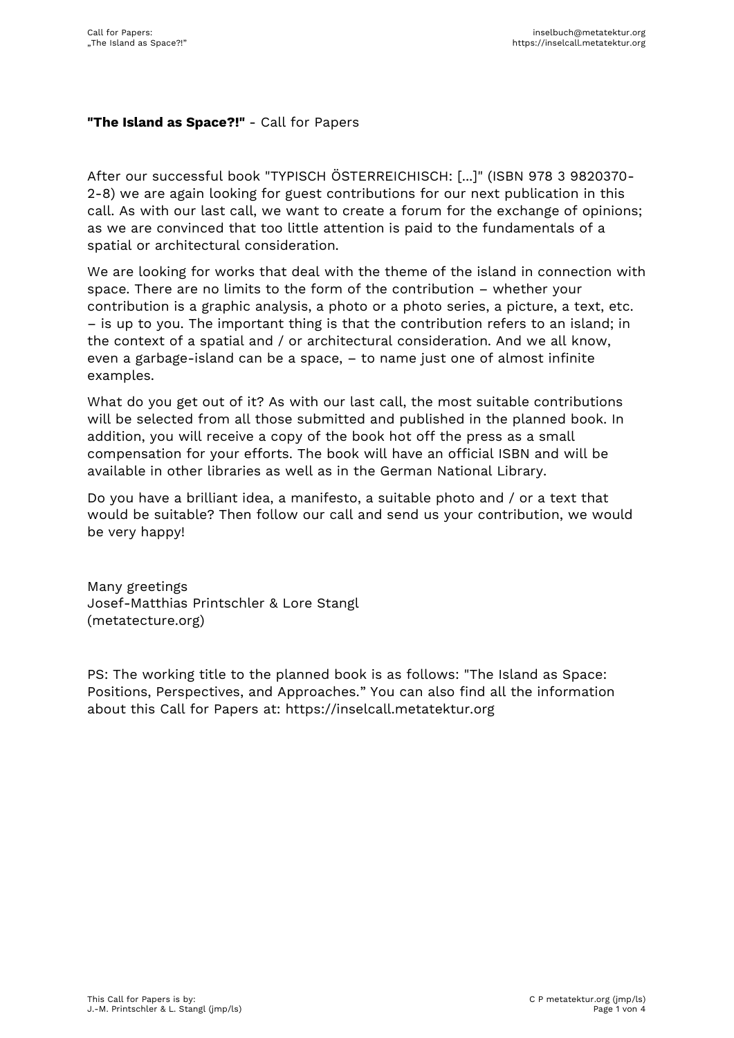**"The Island as Space?!"** - Call for Papers

After our successful book "TYPISCH ÖSTERREICHISCH: [...]" (ISBN 978 3 9820370-2-8) we are again looking for guest contributions for our next publication in this call. As with our last call, we want to create a forum for the exchange of opinions; as we are convinced that too little attention is paid to the fundamentals of a spatial or architectural consideration.

We are looking for works that deal with the theme of the island in connection with space. There are no limits to the form of the contribution – whether your contribution is a graphic analysis, a photo or a photo series, a picture, a text, etc. – is up to you. The important thing is that the contribution refers to an island; in the context of a spatial and / or architectural consideration. And we all know, even a garbage-island can be a space, – to name just one of almost infinite examples.

What do you get out of it? As with our last call, the most suitable contributions will be selected from all those submitted and published in the planned book. In addition, you will receive a copy of the book hot off the press as a small compensation for your efforts. The book will have an official ISBN and will be available in other libraries as well as in the German National Library.

Do you have a brilliant idea, a manifesto, a suitable photo and / or a text that would be suitable? Then follow our call and send us your contribution, we would be very happy!

Many greetings
Josef-Matthias Printschler & Lore Stangl
(metatecture.org)

PS: The working title to the planned book is as follows: "The Island as Space: Positions, Perspectives, and Approaches." You can also find all the information about this Call for Papers at: https://inselcall.metatektur.org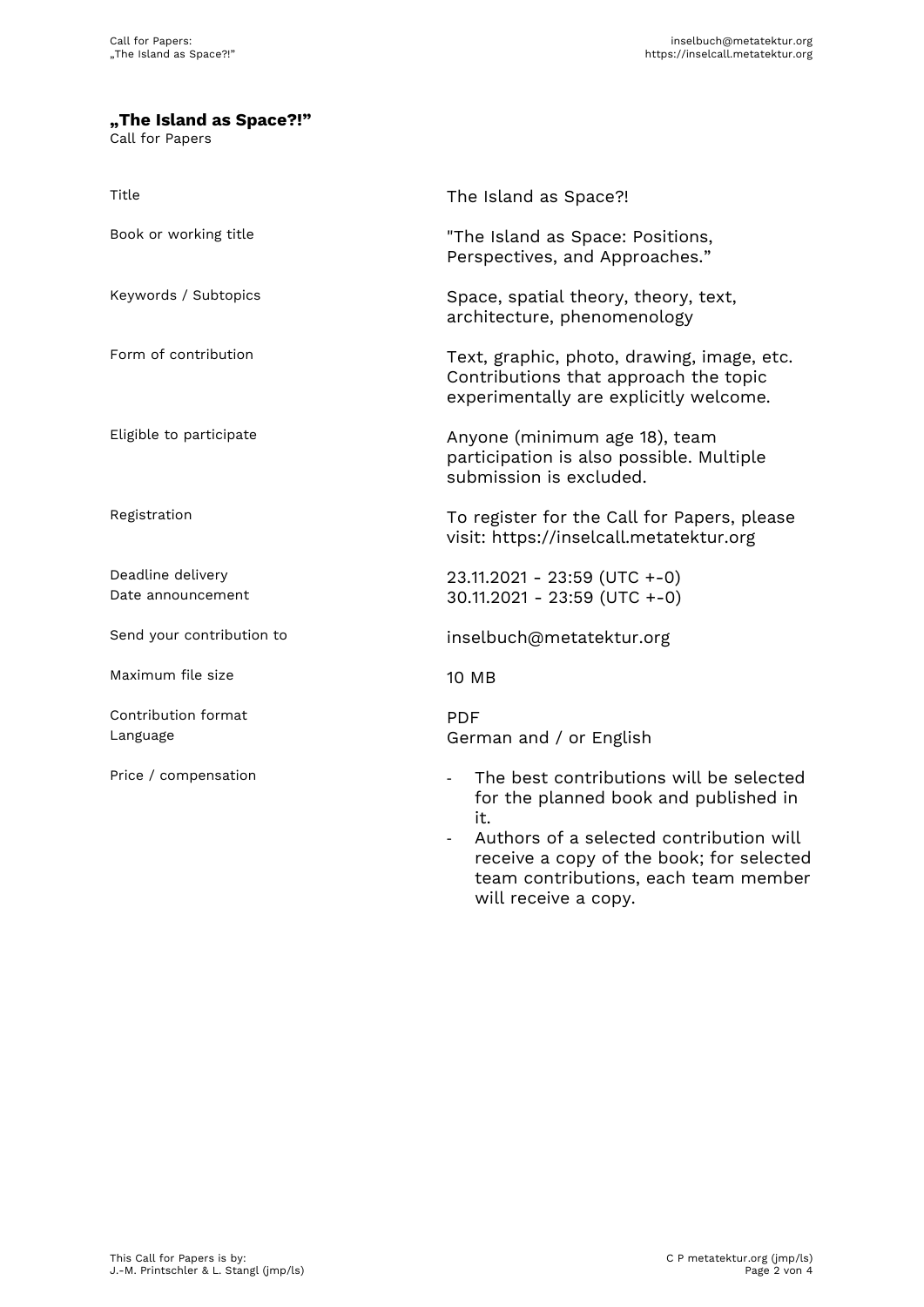**„The Island as Space?!"**
Call for Papers

| | |
|---|---|
| Title | The Island as Space?! |
| Book or working title | "The Island as Space: Positions, Perspectives, and Approaches." |
| Keywords / Subtopics | Space, spatial theory, theory, text, architecture, phenomenology |
| Form of contribution | Text, graphic, photo, drawing, image, etc. Contributions that approach the topic experimentally are explicitly welcome. |
| Eligible to participate | Anyone (minimum age 18), team participation is also possible. Multiple submission is excluded. |
| Registration | To register for the Call for Papers, please visit: https://inselcall.metatektur.org |
| Deadline delivery<br>Date announcement | 23.11.2021 - 23:59 (UTC +-0)<br>30.11.2021 - 23:59 (UTC +-0) |
| Send your contribution to | inselbuch@metatektur.org |
| Maximum file size | 10 MB |
| Contribution format<br>Language | PDF<br>German and / or English |
| Price / compensation | - The best contributions will be selected for the planned book and published in it.<br>- Authors of a selected contribution will receive a copy of the book; for selected team contributions, each team member will receive a copy. |

This Call for Papers is by:
J.-M. Printschler & L. Stangl (jmp/ls)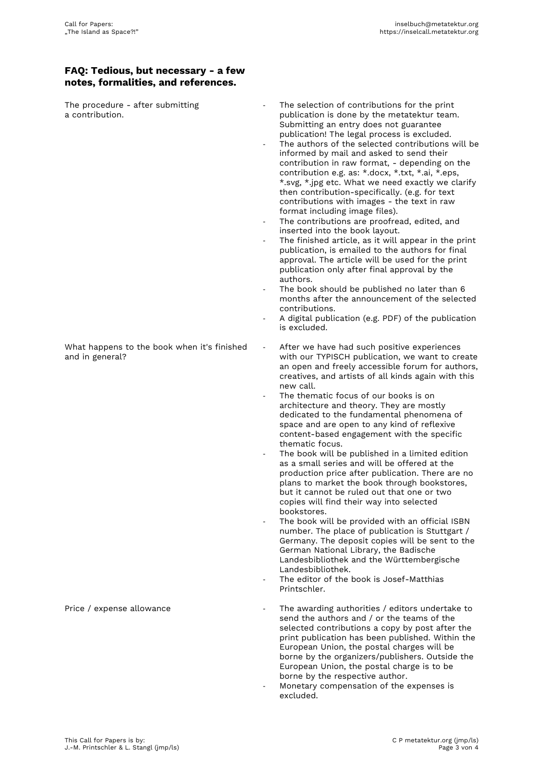## FAQ: Tedious, but necessary - a few notes, formalities, and references.

**The procedure - after submitting a contribution.**

- The selection of contributions for the print publication is done by the metatektur team. Submitting an entry does not guarantee publication! The legal process is excluded.
- The authors of the selected contributions will be informed by mail and asked to send their contribution in raw format, - depending on the contribution e.g. as: *.docx, *.txt, *.ai, *.eps, *.svg, *.jpg etc. What we need exactly we clarify then contribution-specifically. (e.g. for text contributions with images - the text in raw format including image files).
- The contributions are proofread, edited, and inserted into the book layout.
- The finished article, as it will appear in the print publication, is emailed to the authors for final approval. The article will be used for the print publication only after final approval by the authors.
- The book should be published no later than 6 months after the announcement of the selected contributions.
- A digital publication (e.g. PDF) of the publication is excluded.

**What happens to the book when it's finished and in general?**

- After we have had such positive experiences with our TYPISCH publication, we want to create an open and freely accessible forum for authors, creatives, and artists of all kinds again with this new call.
- The thematic focus of our books is on architecture and theory. They are mostly dedicated to the fundamental phenomena of space and are open to any kind of reflexive content-based engagement with the specific thematic focus.
- The book will be published in a limited edition as a small series and will be offered at the production price after publication. There are no plans to market the book through bookstores, but it cannot be ruled out that one or two copies will find their way into selected bookstores.
- The book will be provided with an official ISBN number. The place of publication is Stuttgart / Germany. The deposit copies will be sent to the German National Library, the Badische Landesbibliothek and the Württembergische Landesbibliothek.
- The editor of the book is Josef-Matthias Printschler.

**Price / expense allowance**

- The awarding authorities / editors undertake to send the authors and / or the teams of the selected contributions a copy by post after the print publication has been published. Within the European Union, the postal charges will be borne by the organizers/publishers. Outside the European Union, the postal charge is to be borne by the respective author.
- Monetary compensation of the expenses is excluded.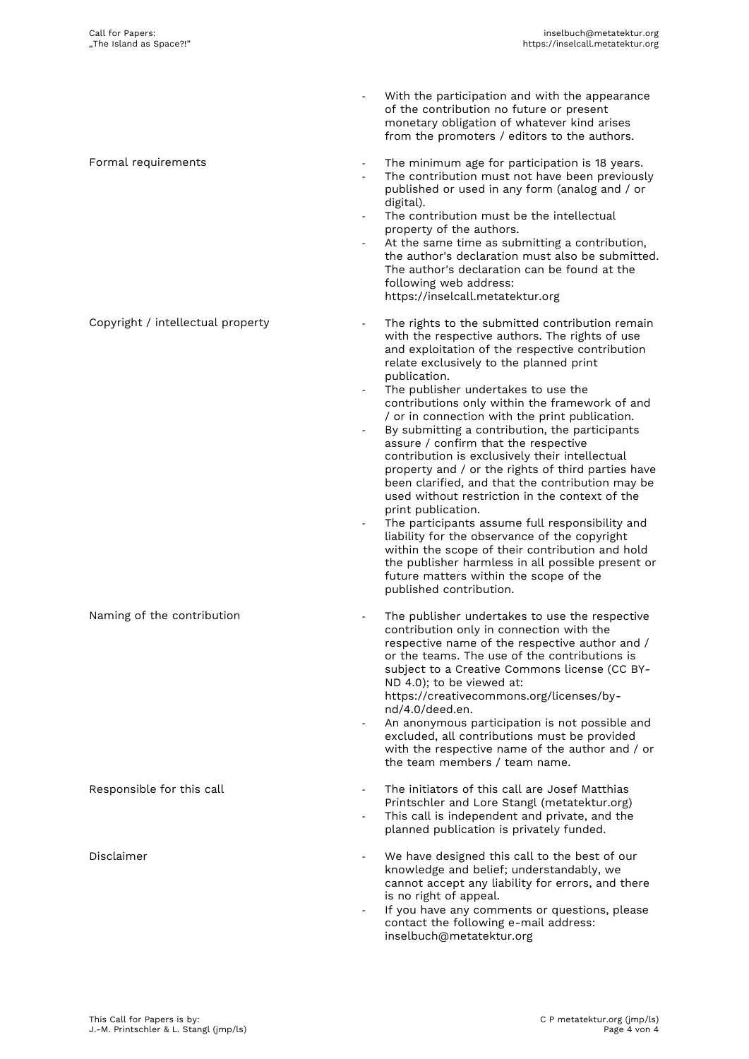- With the participation and with the appearance of the contribution no future or present monetary obligation of whatever kind arises from the promoters / editors to the authors.

### Formal requirements

- The minimum age for participation is 18 years.
- The contribution must not have been previously published or used in any form (analog and / or digital).
- The contribution must be the intellectual property of the authors.
- At the same time as submitting a contribution, the author's declaration must also be submitted. The author's declaration can be found at the following web address: https://inselcall.metatektur.org

### Copyright / intellectual property

- The rights to the submitted contribution remain with the respective authors. The rights of use and exploitation of the respective contribution relate exclusively to the planned print publication.
- The publisher undertakes to use the contributions only within the framework of and / or in connection with the print publication.
- By submitting a contribution, the participants assure / confirm that the respective contribution is exclusively their intellectual property and / or the rights of third parties have been clarified, and that the contribution may be used without restriction in the context of the print publication.
- The participants assume full responsibility and liability for the observance of the copyright within the scope of their contribution and hold the publisher harmless in all possible present or future matters within the scope of the published contribution.

### Naming of the contribution

- The publisher undertakes to use the respective contribution only in connection with the respective name of the respective author and / or the teams. The use of the contributions is subject to a Creative Commons license (CC BY-ND 4.0); to be viewed at: https://creativecommons.org/licenses/by-nd/4.0/deed.en.
- An anonymous participation is not possible and excluded, all contributions must be provided with the respective name of the author and / or the team members / team name.

### Responsible for this call

- The initiators of this call are Josef Matthias Printschler and Lore Stangl (metatektur.org)
- This call is independent and private, and the planned publication is privately funded.

### Disclaimer

- We have designed this call to the best of our knowledge and belief; understandably, we cannot accept any liability for errors, and there is no right of appeal.
- If you have any comments or questions, please contact the following e-mail address: inselbuch@metatektur.org